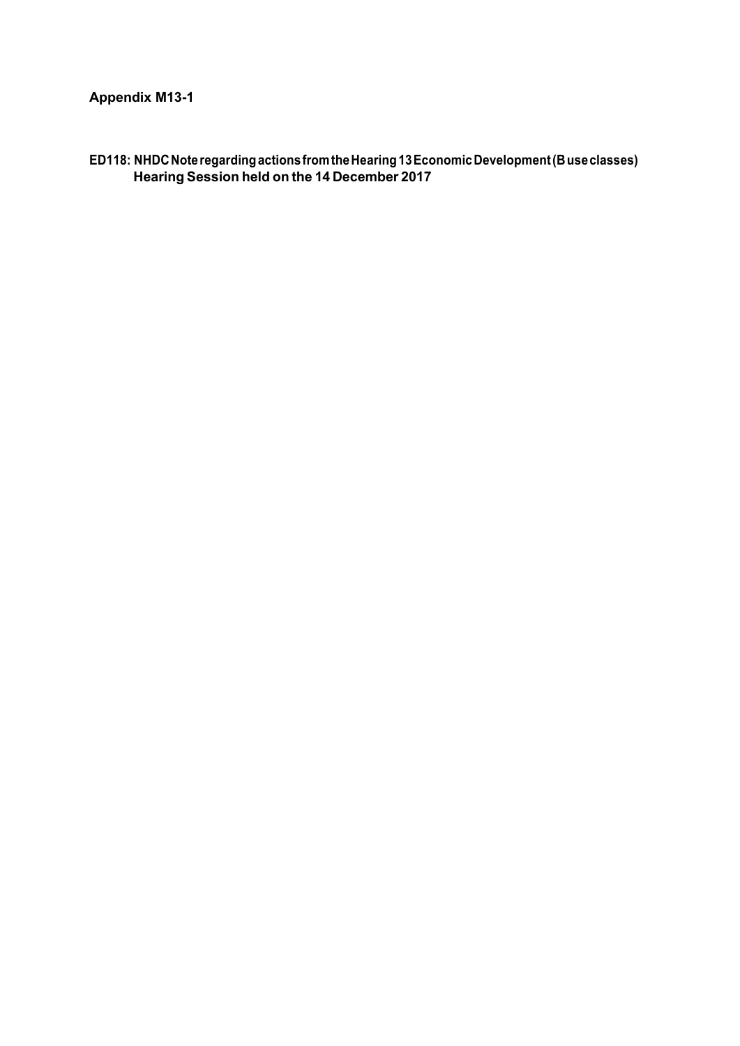**Appendix M13-1**

**ED118: NHDC Note regarding actions from the Hearing 13 Economic Development (B use classes) Hearing Session held on the 14 December 2017**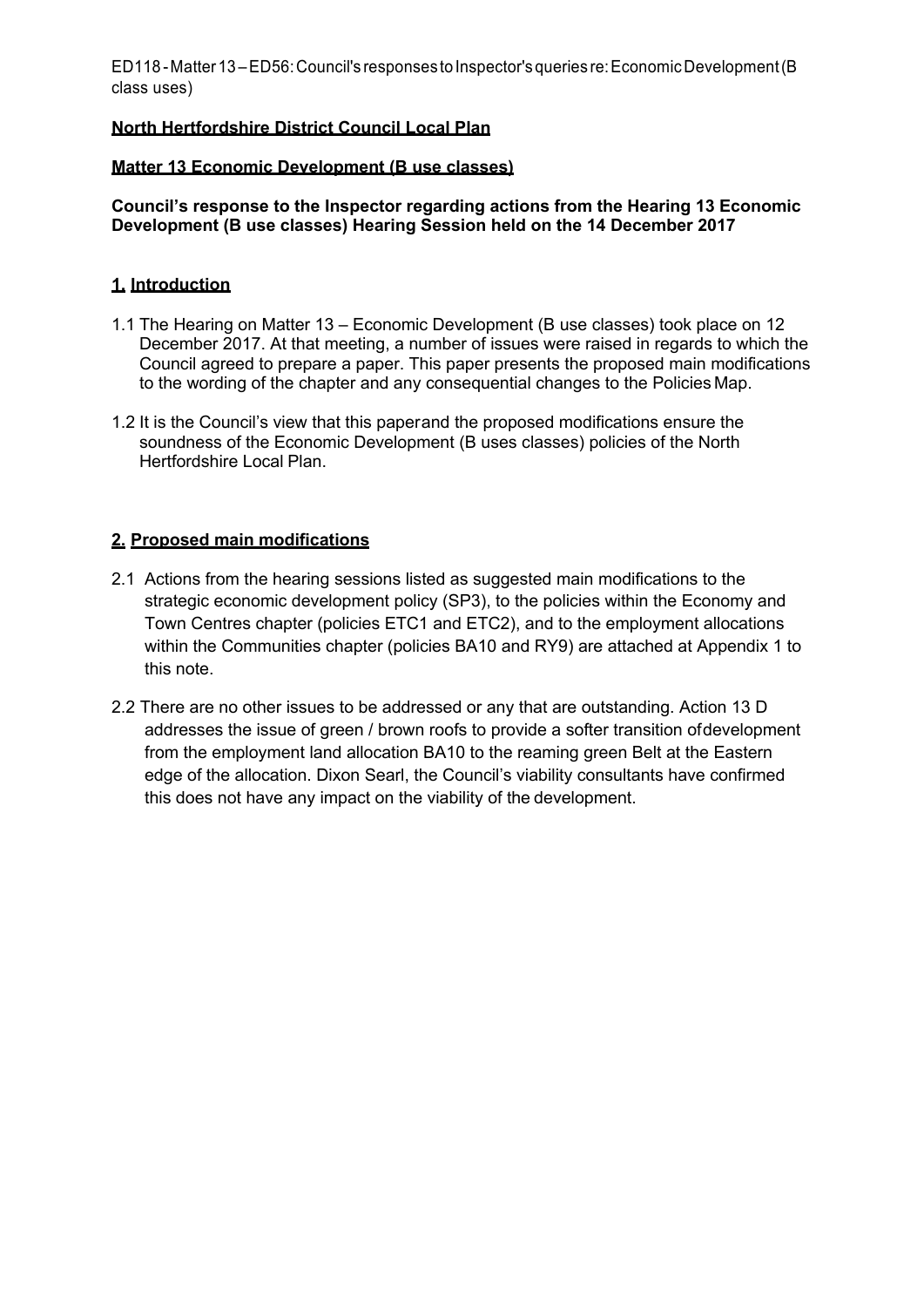ED118 - Matter 13 – ED56: Council's responses to Inspector's queries re: Economic Development (B class uses)

**North Hertfordshire District Council Local Plan**

**Matter 13 Economic Development (B use classes)**

**Council's response to the Inspector regarding actions from the Hearing 13 Economic Development (B use classes) Hearing Session held on the 14 December 2017**

## 1. Introduction

1.1 The Hearing on Matter 13 – Economic Development (B use classes) took place on 12 December 2017. At that meeting, a number of issues were raised in regards to which the Council agreed to prepare a paper. This paper presents the proposed main modifications to the wording of the chapter and any consequential changes to the Policies Map.

1.2 It is the Council's view that this paperand the proposed modifications ensure the soundness of the Economic Development (B uses classes) policies of the North Hertfordshire Local Plan.

## 2. Proposed main modifications

2.1 Actions from the hearing sessions listed as suggested main modifications to the strategic economic development policy (SP3), to the policies within the Economy and Town Centres chapter (policies ETC1 and ETC2), and to the employment allocations within the Communities chapter (policies BA10 and RY9) are attached at Appendix 1 to this note.

2.2 There are no other issues to be addressed or any that are outstanding. Action 13 D addresses the issue of green / brown roofs to provide a softer transition ofdevelopment from the employment land allocation BA10 to the reaming green Belt at the Eastern edge of the allocation. Dixon Searl, the Council's viability consultants have confirmed this does not have any impact on the viability of the development.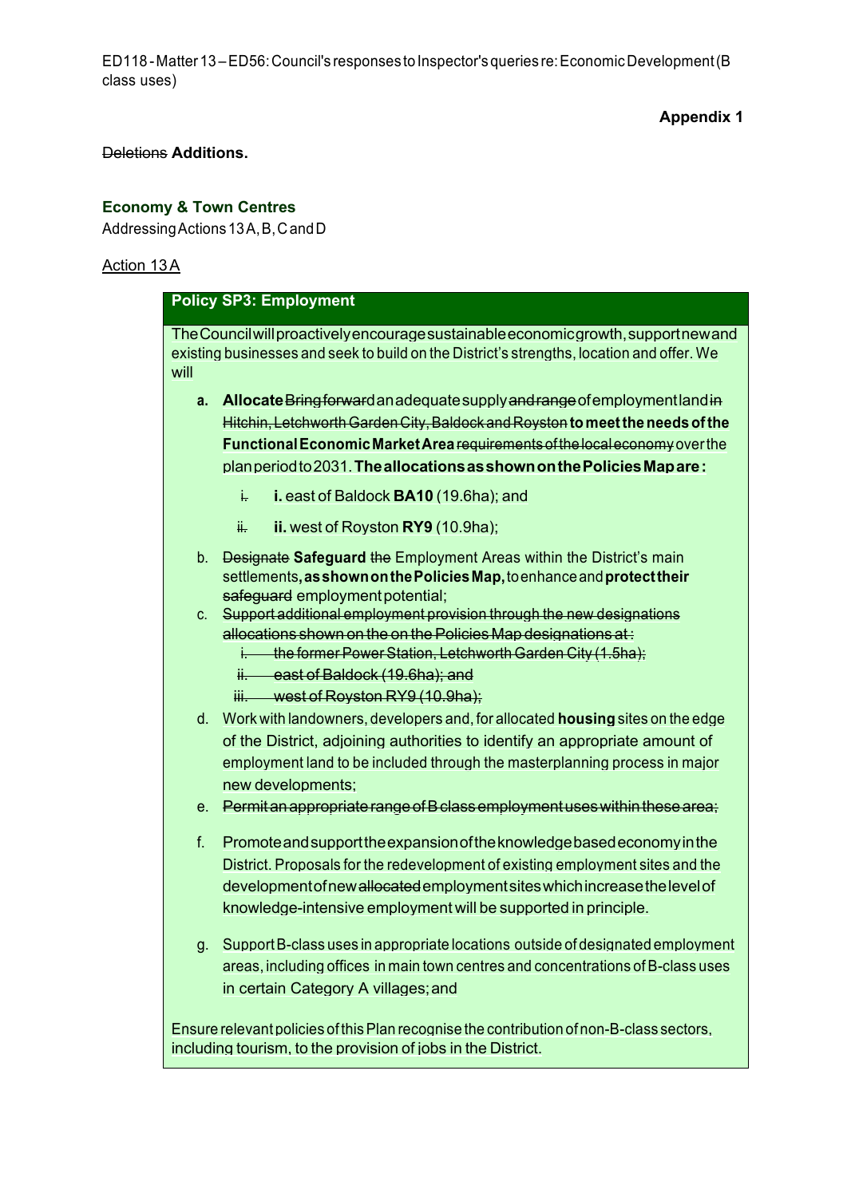ED118 - Matter 13 – ED56: Council's responses to Inspector's queries re: Economic Development (B class uses)

**Appendix 1**

~~Deletions~~ **Additions.**

## Economy & Town Centres

Addressing Actions 13A, B, C and D

Action 13A

### Policy SP3: Employment

The Council will proactively encourage sustainable economic growth, support new and existing businesses and seek to build on the District's strengths, location and offer. We will

a. **Allocate** ~~Bring forward~~ an adequate supply ~~and range~~ of employment land ~~in Hitchin, Letchworth Garden City, Baldock and Royston~~ **to meet the needs of the Functional Economic Market Area** ~~requirements of the local economy~~ over the plan period to 2031. **The allocations as shown on the Policies Map are:**

   ~~i.~~ **i.** east of Baldock **BA10** (19.6ha); and

   ~~ii.~~ **ii.** west of Royston **RY9** (10.9ha);

b. ~~Designate~~ **Safeguard** ~~the~~ Employment Areas within the District's main settlements**, as shown on the Policies Map,** to enhance and **protect their** ~~safeguard~~ employment potential;

c. ~~Support additional employment provision through the new designations allocations shown on the on the Policies Map designations at:~~
   - ~~i. the former Power Station, Letchworth Garden City (1.5ha);~~
   - ~~ii. east of Baldock (19.6ha); and~~
   - ~~iii. west of Royston RY9 (10.9ha);~~

d. Work with landowners, developers and, for allocated **housing** sites on the edge of the District, adjoining authorities to identify an appropriate amount of employment land to be included through the masterplanning process in major new developments;

e. ~~Permit an appropriate range of B class employment uses within these area;~~

f. Promote and support the expansion of the knowledge based economy in the District. Proposals for the redevelopment of existing employment sites and the development of new ~~allocated~~ employment sites which increase the level of knowledge-intensive employment will be supported in principle.

g. Support B-class uses in appropriate locations outside of designated employment areas, including offices in main town centres and concentrations of B-class uses in certain Category A villages; and

Ensure relevant policies of this Plan recognise the contribution of non-B-class sectors, including tourism, to the provision of jobs in the District.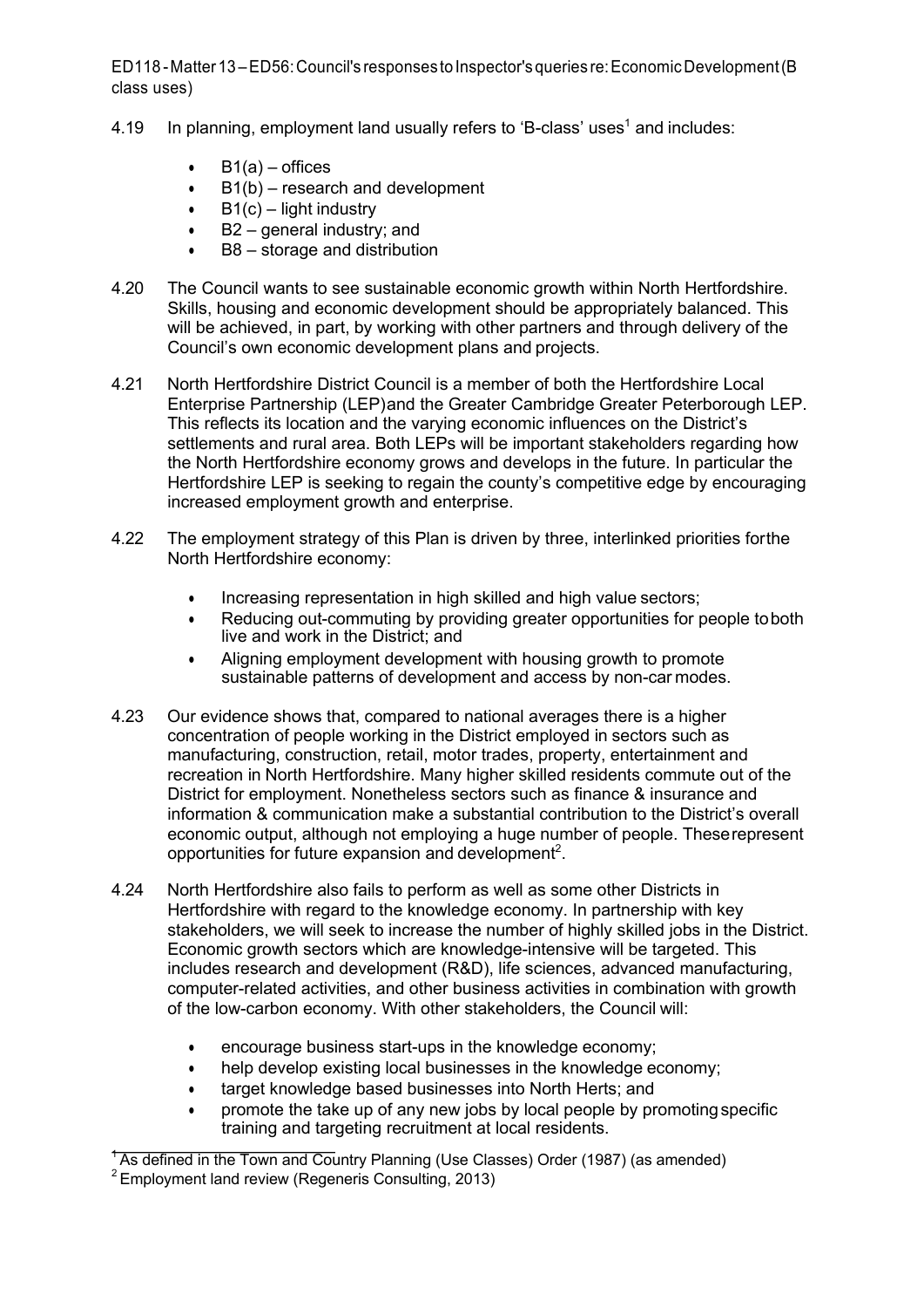4.19 In planning, employment land usually refers to 'B-class' uses[1] and includes:

- B1(a) – offices
- B1(b) – research and development
- B1(c) – light industry
- B2 – general industry; and
- B8 – storage and distribution

4.20 The Council wants to see sustainable economic growth within North Hertfordshire. Skills, housing and economic development should be appropriately balanced. This will be achieved, in part, by working with other partners and through delivery of the Council's own economic development plans and projects.

4.21 North Hertfordshire District Council is a member of both the Hertfordshire Local Enterprise Partnership (LEP)and the Greater Cambridge Greater Peterborough LEP. This reflects its location and the varying economic influences on the District's settlements and rural area. Both LEPs will be important stakeholders regarding how the North Hertfordshire economy grows and develops in the future. In particular the Hertfordshire LEP is seeking to regain the county's competitive edge by encouraging increased employment growth and enterprise.

4.22 The employment strategy of this Plan is driven by three, interlinked priorities forthe North Hertfordshire economy:

- Increasing representation in high skilled and high value sectors;
- Reducing out-commuting by providing greater opportunities for people toboth live and work in the District; and
- Aligning employment development with housing growth to promote sustainable patterns of development and access by non-car modes.

4.23 Our evidence shows that, compared to national averages there is a higher concentration of people working in the District employed in sectors such as manufacturing, construction, retail, motor trades, property, entertainment and recreation in North Hertfordshire. Many higher skilled residents commute out of the District for employment. Nonetheless sectors such as finance & insurance and information & communication make a substantial contribution to the District's overall economic output, although not employing a huge number of people. Theserepresent opportunities for future expansion and development[2].

4.24 North Hertfordshire also fails to perform as well as some other Districts in Hertfordshire with regard to the knowledge economy. In partnership with key stakeholders, we will seek to increase the number of highly skilled jobs in the District. Economic growth sectors which are knowledge-intensive will be targeted. This includes research and development (R&D), life sciences, advanced manufacturing, computer-related activities, and other business activities in combination with growth of the low-carbon economy. With other stakeholders, the Council will:

- encourage business start-ups in the knowledge economy;
- help develop existing local businesses in the knowledge economy;
- target knowledge based businesses into North Herts; and
- promote the take up of any new jobs by local people by promotingspecific training and targeting recruitment at local residents.

[1] As defined in the Town and Country Planning (Use Classes) Order (1987) (as amended)

[2] Employment land review (Regeneris Consulting, 2013)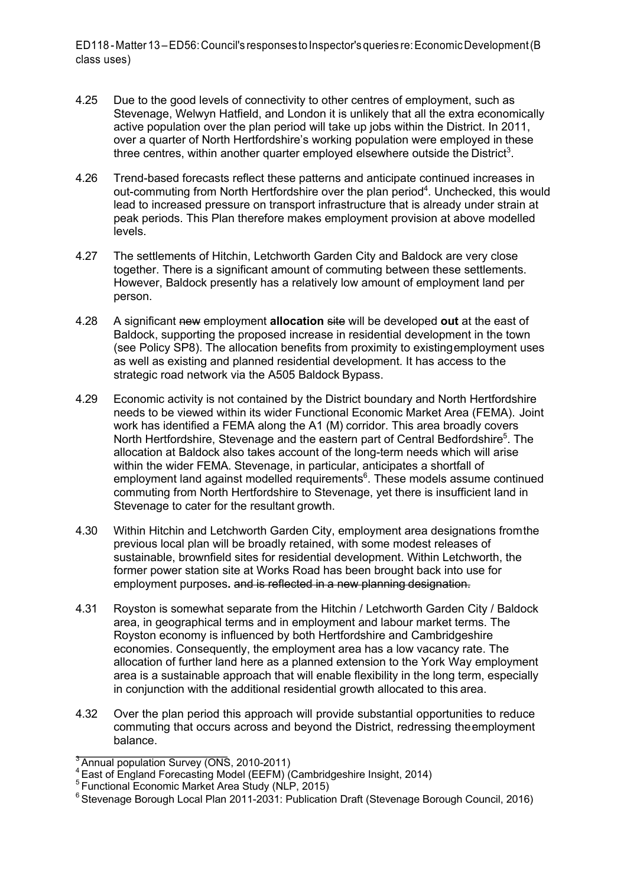- 4.25 Due to the good levels of connectivity to other centres of employment, such as Stevenage, Welwyn Hatfield, and London it is unlikely that all the extra economically active population over the plan period will take up jobs within the District. In 2011, over a quarter of North Hertfordshire's working population were employed in these three centres, within another quarter employed elsewhere outside the District[3].

- 4.26 Trend-based forecasts reflect these patterns and anticipate continued increases in out-commuting from North Hertfordshire over the plan period[4]. Unchecked, this would lead to increased pressure on transport infrastructure that is already under strain at peak periods. This Plan therefore makes employment provision at above modelled levels.

- 4.27 The settlements of Hitchin, Letchworth Garden City and Baldock are very close together. There is a significant amount of commuting between these settlements. However, Baldock presently has a relatively low amount of employment land per person.

- 4.28 A significant ~~new~~ employment **allocation** ~~site~~ will be developed **out** at the east of Baldock, supporting the proposed increase in residential development in the town (see Policy SP8). The allocation benefits from proximity to existing employment uses as well as existing and planned residential development. It has access to the strategic road network via the A505 Baldock Bypass.

- 4.29 Economic activity is not contained by the District boundary and North Hertfordshire needs to be viewed within its wider Functional Economic Market Area (FEMA). Joint work has identified a FEMA along the A1 (M) corridor. This area broadly covers North Hertfordshire, Stevenage and the eastern part of Central Bedfordshire[5]. The allocation at Baldock also takes account of the long-term needs which will arise within the wider FEMA. Stevenage, in particular, anticipates a shortfall of employment land against modelled requirements[6]. These models assume continued commuting from North Hertfordshire to Stevenage, yet there is insufficient land in Stevenage to cater for the resultant growth.

- 4.30 Within Hitchin and Letchworth Garden City, employment area designations from the previous local plan will be broadly retained, with some modest releases of sustainable, brownfield sites for residential development. Within Letchworth, the former power station site at Works Road has been brought back into use for employment purposes**.** ~~and is reflected in a new planning designation.~~

- 4.31 Royston is somewhat separate from the Hitchin / Letchworth Garden City / Baldock area, in geographical terms and in employment and labour market terms. The Royston economy is influenced by both Hertfordshire and Cambridgeshire economies. Consequently, the employment area has a low vacancy rate. The allocation of further land here as a planned extension to the York Way employment area is a sustainable approach that will enable flexibility in the long term, especially in conjunction with the additional residential growth allocated to this area.

- 4.32 Over the plan period this approach will provide substantial opportunities to reduce commuting that occurs across and beyond the District, redressing the employment balance.

---

[3] Annual population Survey (ONS, 2010-2011)

[4] East of England Forecasting Model (EEFM) (Cambridgeshire Insight, 2014)

[5] Functional Economic Market Area Study (NLP, 2015)

[6] Stevenage Borough Local Plan 2011-2031: Publication Draft (Stevenage Borough Council, 2016)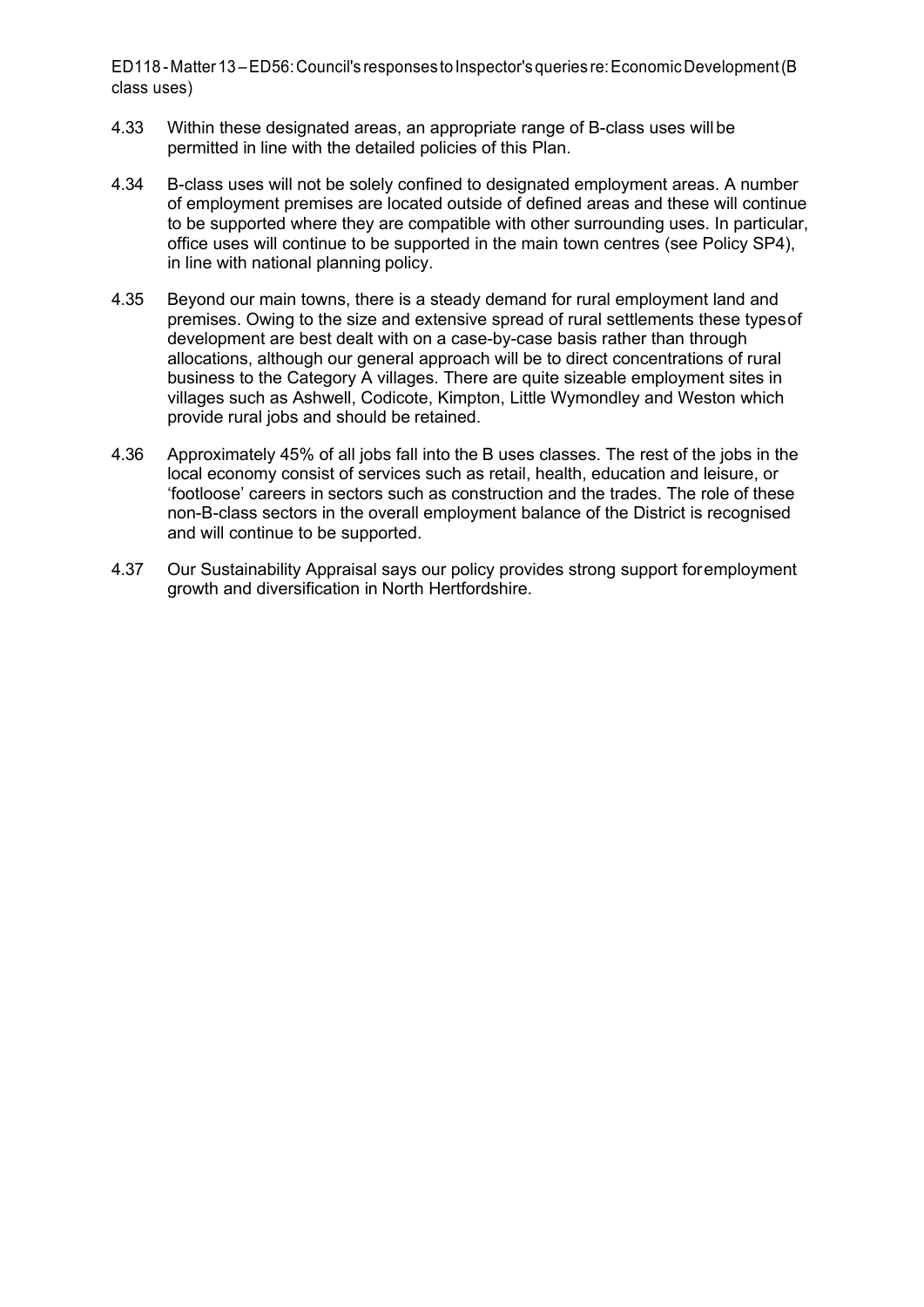4.33 Within these designated areas, an appropriate range of B-class uses will be permitted in line with the detailed policies of this Plan.

4.34 B-class uses will not be solely confined to designated employment areas. A number of employment premises are located outside of defined areas and these will continue to be supported where they are compatible with other surrounding uses. In particular, office uses will continue to be supported in the main town centres (see Policy SP4), in line with national planning policy.

4.35 Beyond our main towns, there is a steady demand for rural employment land and premises. Owing to the size and extensive spread of rural settlements these types of development are best dealt with on a case-by-case basis rather than through allocations, although our general approach will be to direct concentrations of rural business to the Category A villages. There are quite sizeable employment sites in villages such as Ashwell, Codicote, Kimpton, Little Wymondley and Weston which provide rural jobs and should be retained.

4.36 Approximately 45% of all jobs fall into the B uses classes. The rest of the jobs in the local economy consist of services such as retail, health, education and leisure, or ‘footloose’ careers in sectors such as construction and the trades. The role of these non-B-class sectors in the overall employment balance of the District is recognised and will continue to be supported.

4.37 Our Sustainability Appraisal says our policy provides strong support for employment growth and diversification in North Hertfordshire.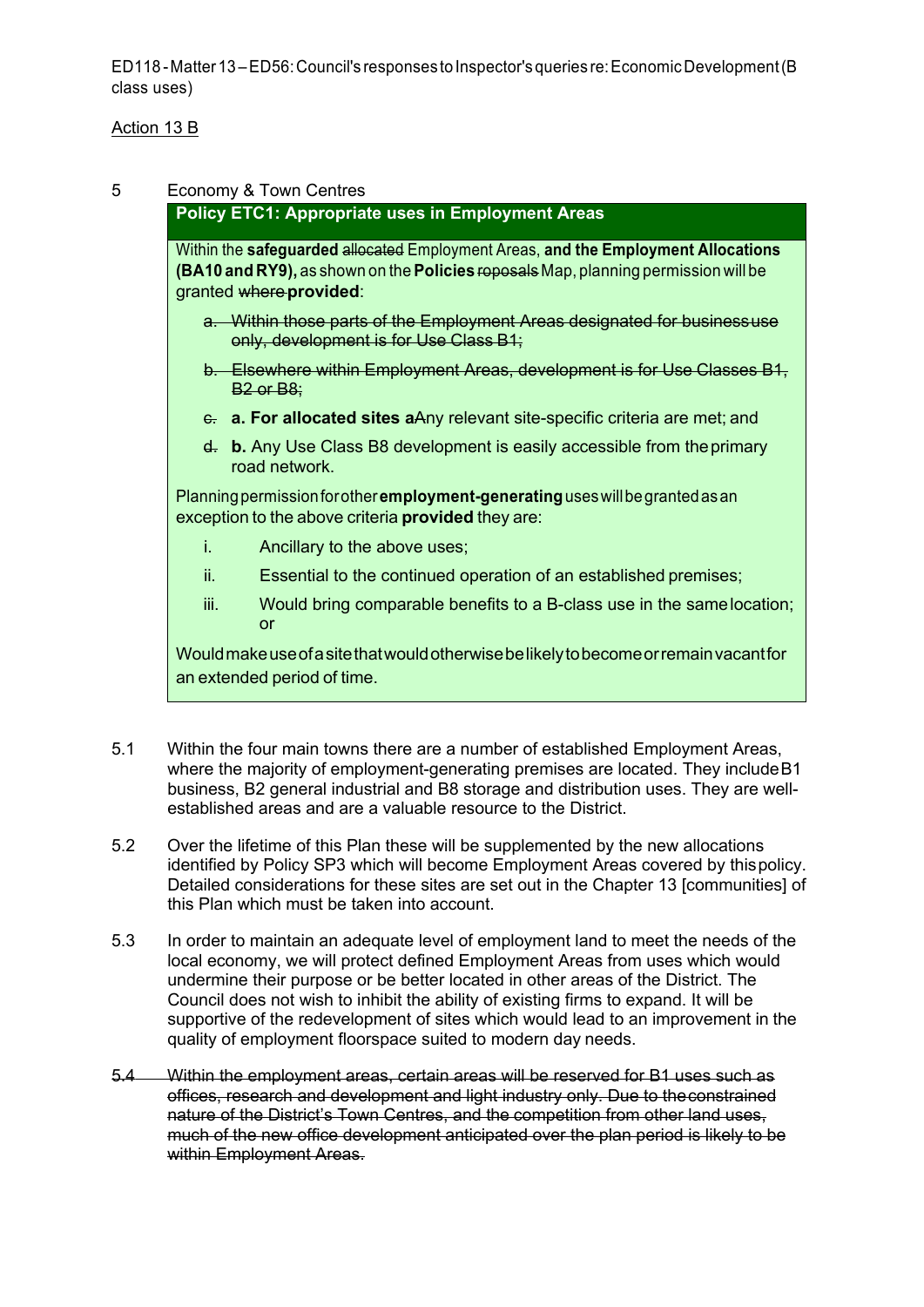Action 13 B

5 Economy & Town Centres

**Policy ETC1: Appropriate uses in Employment Areas**

Within the **safeguarded** ~~allocated~~ Employment Areas, **and the Employment Allocations (BA10 and RY9),** as shown on the **Policies** ~~roposals~~ Map, planning permission will be granted ~~where~~ **provided**:

~~a. Within those parts of the Employment Areas designated for business use only, development is for Use Class B1;~~

~~b. Elsewhere within Employment Areas, development is for Use Classes B1, B2 or B8;~~

~~c.~~ **a. For allocated sites a**~~A~~ny relevant site-specific criteria are met; and

~~d.~~ **b.** Any Use Class B8 development is easily accessible from the primary road network.

Planning permission for other **employment-generating** uses will be granted as an exception to the above criteria **provided** they are:

i. Ancillary to the above uses;

ii. Essential to the continued operation of an established premises;

iii. Would bring comparable benefits to a B-class use in the same location; or

Would make use of a site that would otherwise be likely to become or remain vacant for an extended period of time.

5.1 Within the four main towns there are a number of established Employment Areas, where the majority of employment-generating premises are located. They include B1 business, B2 general industrial and B8 storage and distribution uses. They are well-established areas and are a valuable resource to the District.

5.2 Over the lifetime of this Plan these will be supplemented by the new allocations identified by Policy SP3 which will become Employment Areas covered by this policy. Detailed considerations for these sites are set out in the Chapter 13 [communities] of this Plan which must be taken into account.

5.3 In order to maintain an adequate level of employment land to meet the needs of the local economy, we will protect defined Employment Areas from uses which would undermine their purpose or be better located in other areas of the District. The Council does not wish to inhibit the ability of existing firms to expand. It will be supportive of the redevelopment of sites which would lead to an improvement in the quality of employment floorspace suited to modern day needs.

~~5.4 Within the employment areas, certain areas will be reserved for B1 uses such as offices, research and development and light industry only. Due to the constrained nature of the District's Town Centres, and the competition from other land uses, much of the new office development anticipated over the plan period is likely to be within Employment Areas.~~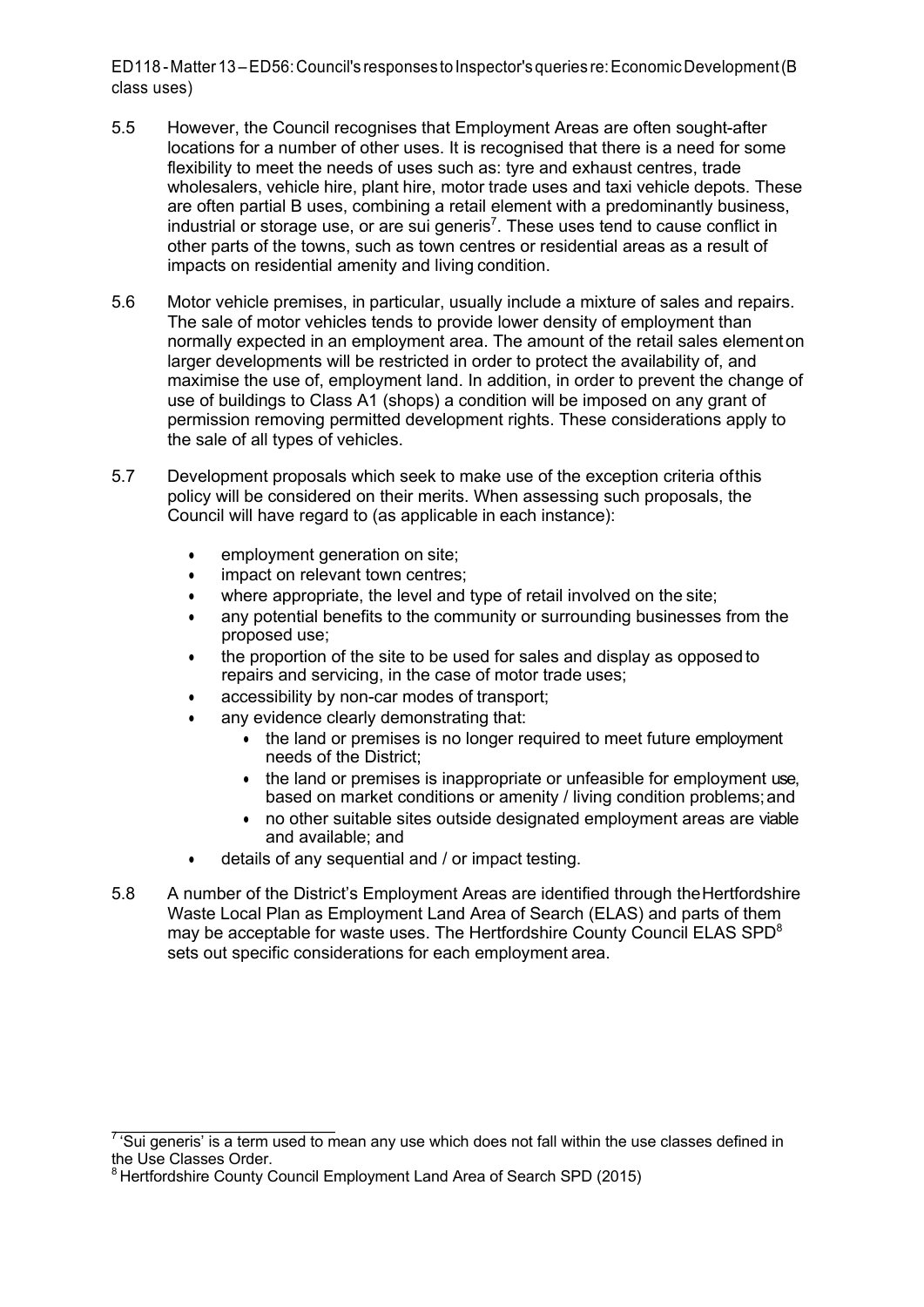5.5 However, the Council recognises that Employment Areas are often sought-after locations for a number of other uses. It is recognised that there is a need for some flexibility to meet the needs of uses such as: tyre and exhaust centres, trade wholesalers, vehicle hire, plant hire, motor trade uses and taxi vehicle depots. These are often partial B uses, combining a retail element with a predominantly business, industrial or storage use, or are sui generis[7]. These uses tend to cause conflict in other parts of the towns, such as town centres or residential areas as a result of impacts on residential amenity and living condition.

5.6 Motor vehicle premises, in particular, usually include a mixture of sales and repairs. The sale of motor vehicles tends to provide lower density of employment than normally expected in an employment area. The amount of the retail sales element on larger developments will be restricted in order to protect the availability of, and maximise the use of, employment land. In addition, in order to prevent the change of use of buildings to Class A1 (shops) a condition will be imposed on any grant of permission removing permitted development rights. These considerations apply to the sale of all types of vehicles.

5.7 Development proposals which seek to make use of the exception criteria of this policy will be considered on their merits. When assessing such proposals, the Council will have regard to (as applicable in each instance):

- employment generation on site;
- impact on relevant town centres;
- where appropriate, the level and type of retail involved on the site;
- any potential benefits to the community or surrounding businesses from the proposed use;
- the proportion of the site to be used for sales and display as opposed to repairs and servicing, in the case of motor trade uses;
- accessibility by non-car modes of transport;
- any evidence clearly demonstrating that:
  - the land or premises is no longer required to meet future employment needs of the District;
  - the land or premises is inappropriate or unfeasible for employment use, based on market conditions or amenity / living condition problems; and
  - no other suitable sites outside designated employment areas are viable and available; and
- details of any sequential and / or impact testing.

5.8 A number of the District's Employment Areas are identified through the Hertfordshire Waste Local Plan as Employment Land Area of Search (ELAS) and parts of them may be acceptable for waste uses. The Hertfordshire County Council ELAS SPD[8] sets out specific considerations for each employment area.

[7] 'Sui generis' is a term used to mean any use which does not fall within the use classes defined in the Use Classes Order.

[8] Hertfordshire County Council Employment Land Area of Search SPD (2015)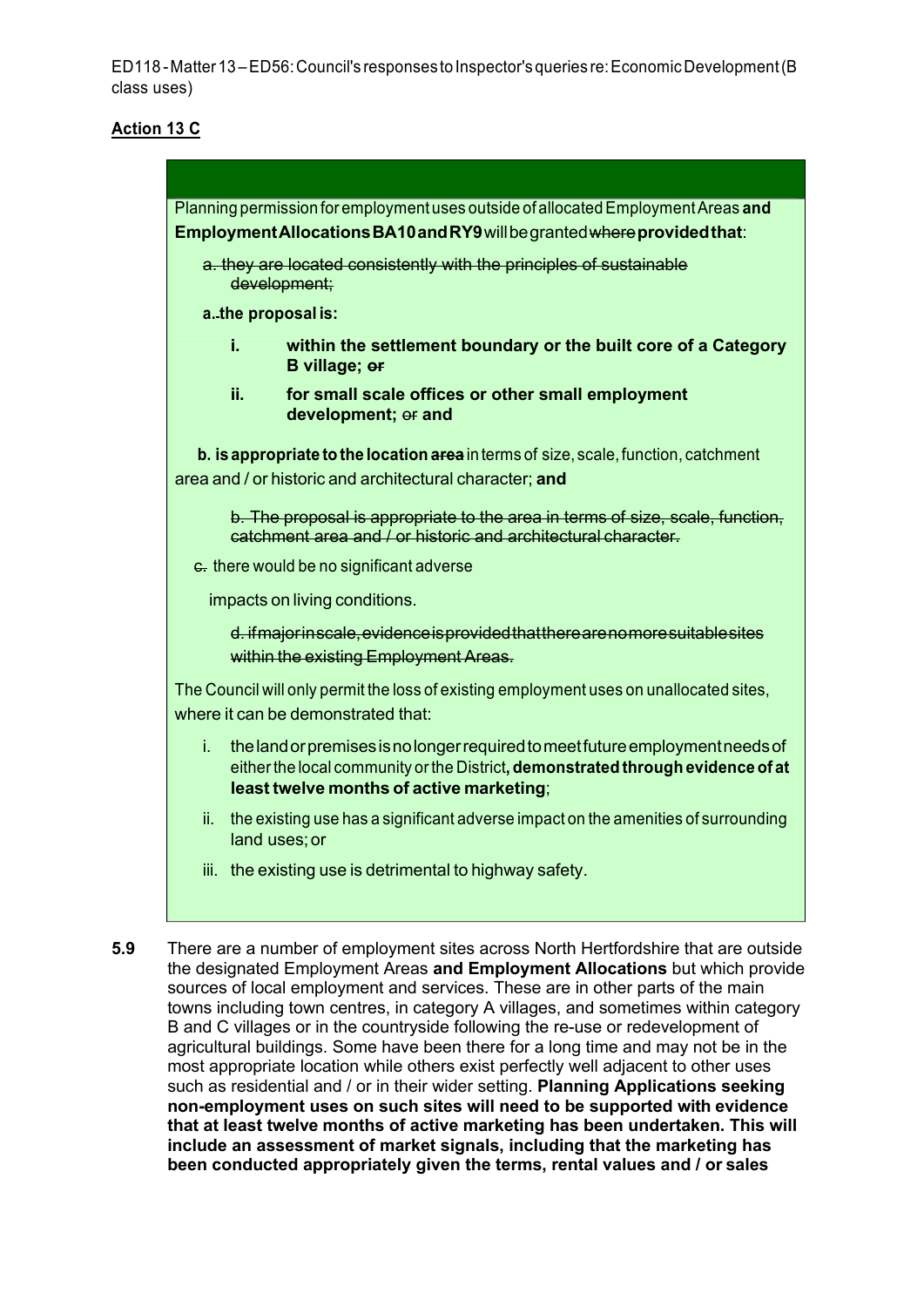ED118 - Matter 13 – ED56: Council's responses to Inspector's queries re: Economic Development (B class uses)

**Action 13 C**

Planning permission for employment uses outside of allocated Employment Areas **and Employment Allocations BA10 and RY9** will be granted ~~where~~ **provided that**:

~~a. they are located consistently with the principles of sustainable development;~~

**a. the proposal is:**

**i. within the settlement boundary or the built core of a Category B village;** ~~or~~

**ii. for small scale offices or other small employment development;** ~~or~~ **and**

**b. is appropriate to the location** ~~area~~ in terms of size, scale, function, catchment area and / or historic and architectural character; **and**

~~b. The proposal is appropriate to the area in terms of size, scale, function, catchment area and / or historic and architectural character.~~

~~c.~~ there would be no significant adverse impacts on living conditions.

~~d. if major in scale, evidence is provided that there are no more suitable sites within the existing Employment Areas.~~

The Council will only permit the loss of existing employment uses on unallocated sites, where it can be demonstrated that:

i. the land or premises is no longer required to meet future employment needs of either the local community or the District**, demonstrated through evidence of at least twelve months of active marketing**;

ii. the existing use has a significant adverse impact on the amenities of surrounding land uses; or

iii. the existing use is detrimental to highway safety.

**5.9** There are a number of employment sites across North Hertfordshire that are outside the designated Employment Areas **and Employment Allocations** but which provide sources of local employment and services. These are in other parts of the main towns including town centres, in category A villages, and sometimes within category B and C villages or in the countryside following the re-use or redevelopment of agricultural buildings. Some have been there for a long time and may not be in the most appropriate location while others exist perfectly well adjacent to other uses such as residential and / or in their wider setting. **Planning Applications seeking non-employment uses on such sites will need to be supported with evidence that at least twelve months of active marketing has been undertaken. This will include an assessment of market signals, including that the marketing has been conducted appropriately given the terms, rental values and / or sales**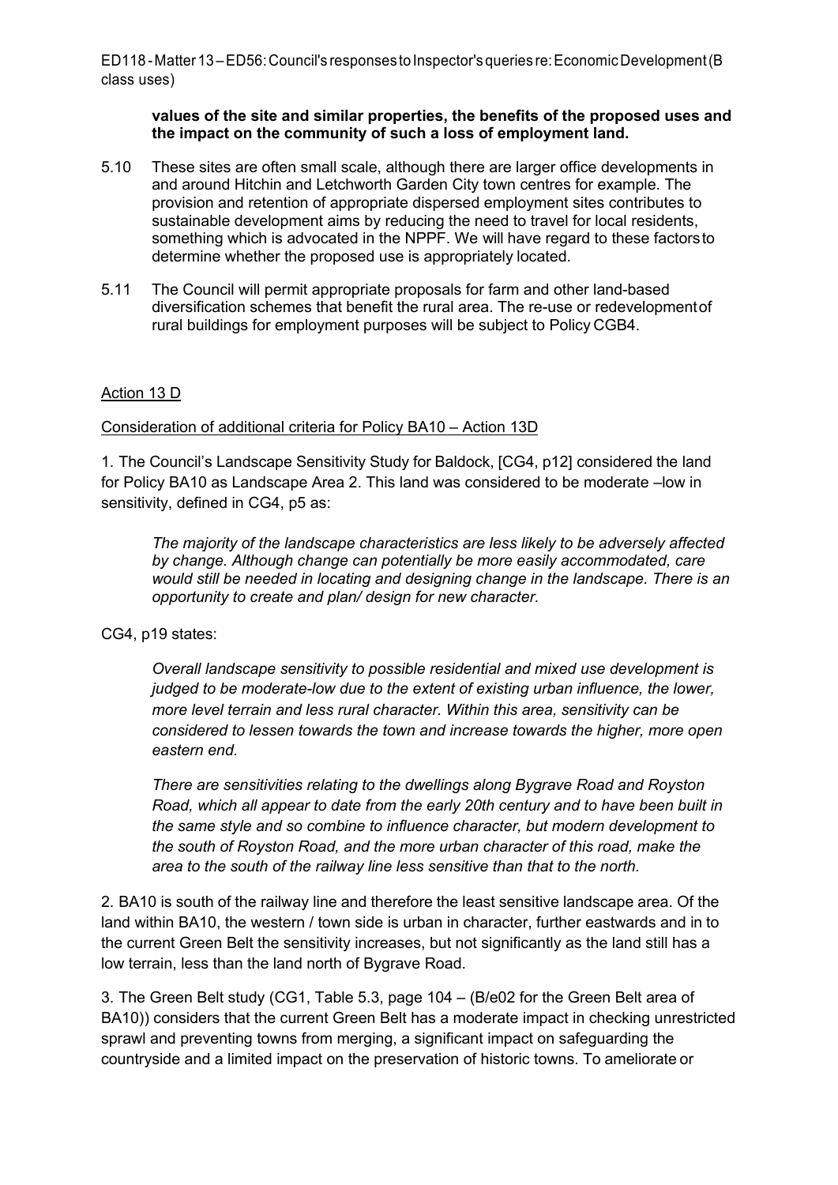**values of the site and similar properties, the benefits of the proposed uses and the impact on the community of such a loss of employment land.**

5.10 These sites are often small scale, although there are larger office developments in and around Hitchin and Letchworth Garden City town centres for example. The provision and retention of appropriate dispersed employment sites contributes to sustainable development aims by reducing the need to travel for local residents, something which is advocated in the NPPF. We will have regard to these factors to determine whether the proposed use is appropriately located.

5.11 The Council will permit appropriate proposals for farm and other land-based diversification schemes that benefit the rural area. The re-use or redevelopment of rural buildings for employment purposes will be subject to Policy CGB4.

Action 13 D

Consideration of additional criteria for Policy BA10 – Action 13D

1. The Council's Landscape Sensitivity Study for Baldock, [CG4, p12] considered the land for Policy BA10 as Landscape Area 2. This land was considered to be moderate –low in sensitivity, defined in CG4, p5 as:

> *The majority of the landscape characteristics are less likely to be adversely affected by change. Although change can potentially be more easily accommodated, care would still be needed in locating and designing change in the landscape. There is an opportunity to create and plan/ design for new character.*

CG4, p19 states:

> *Overall landscape sensitivity to possible residential and mixed use development is judged to be moderate-low due to the extent of existing urban influence, the lower, more level terrain and less rural character. Within this area, sensitivity can be considered to lessen towards the town and increase towards the higher, more open eastern end.*
>
> *There are sensitivities relating to the dwellings along Bygrave Road and Royston Road, which all appear to date from the early 20th century and to have been built in the same style and so combine to influence character, but modern development to the south of Royston Road, and the more urban character of this road, make the area to the south of the railway line less sensitive than that to the north.*

2. BA10 is south of the railway line and therefore the least sensitive landscape area. Of the land within BA10, the western / town side is urban in character, further eastwards and in to the current Green Belt the sensitivity increases, but not significantly as the land still has a low terrain, less than the land north of Bygrave Road.

3. The Green Belt study (CG1, Table 5.3, page 104 – (B/e02 for the Green Belt area of BA10)) considers that the current Green Belt has a moderate impact in checking unrestricted sprawl and preventing towns from merging, a significant impact on safeguarding the countryside and a limited impact on the preservation of historic towns. To ameliorate or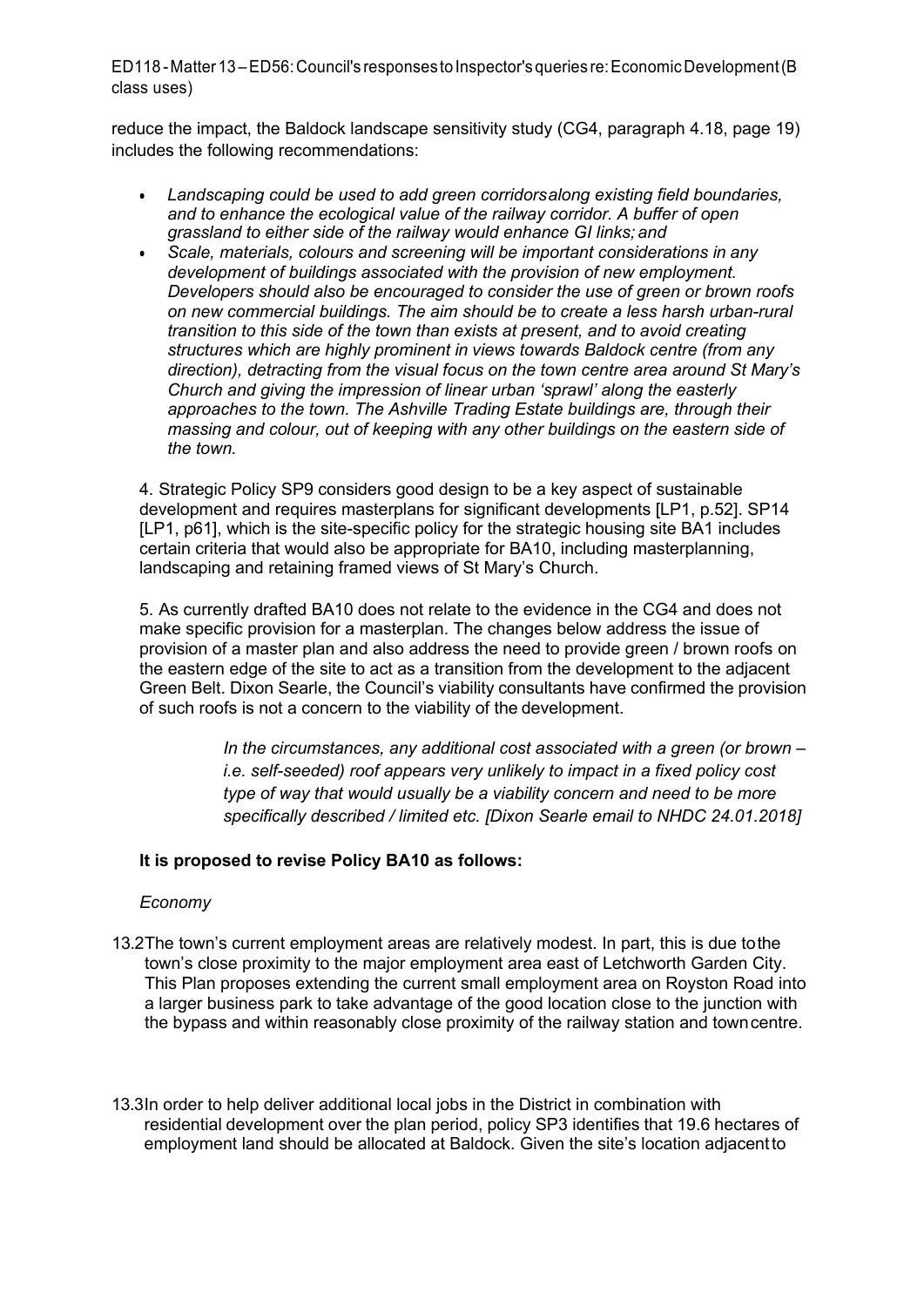reduce the impact, the Baldock landscape sensitivity study (CG4, paragraph 4.18, page 19) includes the following recommendations:

- *Landscaping could be used to add green corridors along existing field boundaries, and to enhance the ecological value of the railway corridor. A buffer of open grassland to either side of the railway would enhance GI links; and*
- *Scale, materials, colours and screening will be important considerations in any development of buildings associated with the provision of new employment. Developers should also be encouraged to consider the use of green or brown roofs on new commercial buildings. The aim should be to create a less harsh urban-rural transition to this side of the town than exists at present, and to avoid creating structures which are highly prominent in views towards Baldock centre (from any direction), detracting from the visual focus on the town centre area around St Mary's Church and giving the impression of linear urban 'sprawl' along the easterly approaches to the town. The Ashville Trading Estate buildings are, through their massing and colour, out of keeping with any other buildings on the eastern side of the town.*

4. Strategic Policy SP9 considers good design to be a key aspect of sustainable development and requires masterplans for significant developments [LP1, p.52]. SP14 [LP1, p61], which is the site-specific policy for the strategic housing site BA1 includes certain criteria that would also be appropriate for BA10, including masterplanning, landscaping and retaining framed views of St Mary's Church.

5. As currently drafted BA10 does not relate to the evidence in the CG4 and does not make specific provision for a masterplan. The changes below address the issue of provision of a master plan and also address the need to provide green / brown roofs on the eastern edge of the site to act as a transition from the development to the adjacent Green Belt. Dixon Searle, the Council's viability consultants have confirmed the provision of such roofs is not a concern to the viability of the development.

> *In the circumstances, any additional cost associated with a green (or brown – i.e. self-seeded) roof appears very unlikely to impact in a fixed policy cost type of way that would usually be a viability concern and need to be more specifically described / limited etc. [Dixon Searle email to NHDC 24.01.2018]*

**It is proposed to revise Policy BA10 as follows:**

*Economy*

13.2 The town's current employment areas are relatively modest. In part, this is due to the town's close proximity to the major employment area east of Letchworth Garden City. This Plan proposes extending the current small employment area on Royston Road into a larger business park to take advantage of the good location close to the junction with the bypass and within reasonably close proximity of the railway station and town centre.

13.3 In order to help deliver additional local jobs in the District in combination with residential development over the plan period, policy SP3 identifies that 19.6 hectares of employment land should be allocated at Baldock. Given the site's location adjacent to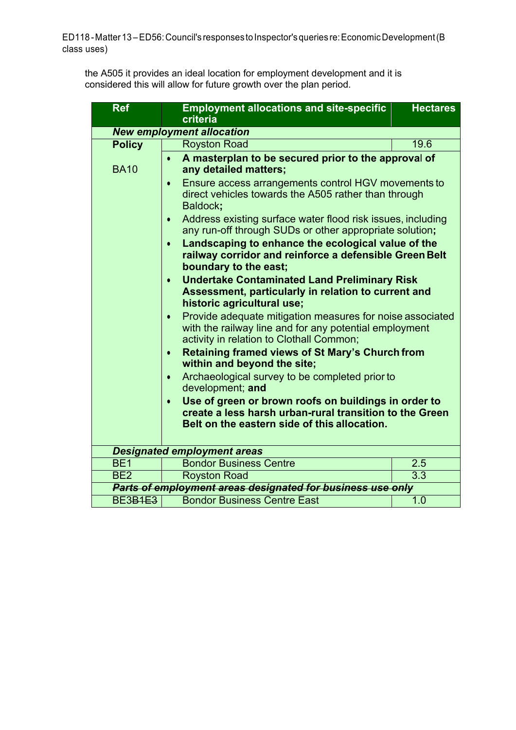the A505 it provides an ideal location for employment development and it is considered this will allow for future growth over the plan period.

| Ref | Employment allocations and site-specific criteria | Hectares |
|---|---|---|
| ***New employment allocation*** | | |
| **Policy** BA10 | Royston Road | 19.6 |
| | • **A masterplan to be secured prior to the approval of any detailed matters;** • Ensure access arrangements control HGV movements to direct vehicles towards the A505 rather than through Baldock**;** • Address existing surface water flood risk issues, including any run-off through SUDs or other appropriate solution**;** • **Landscaping to enhance the ecological value of the railway corridor and reinforce a defensible Green Belt boundary to the east;** • **Undertake Contaminated Land Preliminary Risk Assessment, particularly in relation to current and historic agricultural use;** • Provide adequate mitigation measures for noise associated with the railway line and for any potential employment activity in relation to Clothall Common; • **Retaining framed views of St Mary's Church from within and beyond the site;** • Archaeological survey to be completed prior to development; **and** • **Use of green or brown roofs on buildings in order to create a less harsh urban-rural transition to the Green Belt on the eastern side of this allocation.** | |
| ***Designated employment areas*** | | |
| BE1 | Bondor Business Centre | 2.5 |
| BE2 | Royston Road | 3.3 |
| ~~***Parts of employment areas designated for business use only***~~ | | |
| BE3~~B1E3~~ | Bondor Business Centre East | 1.0 |